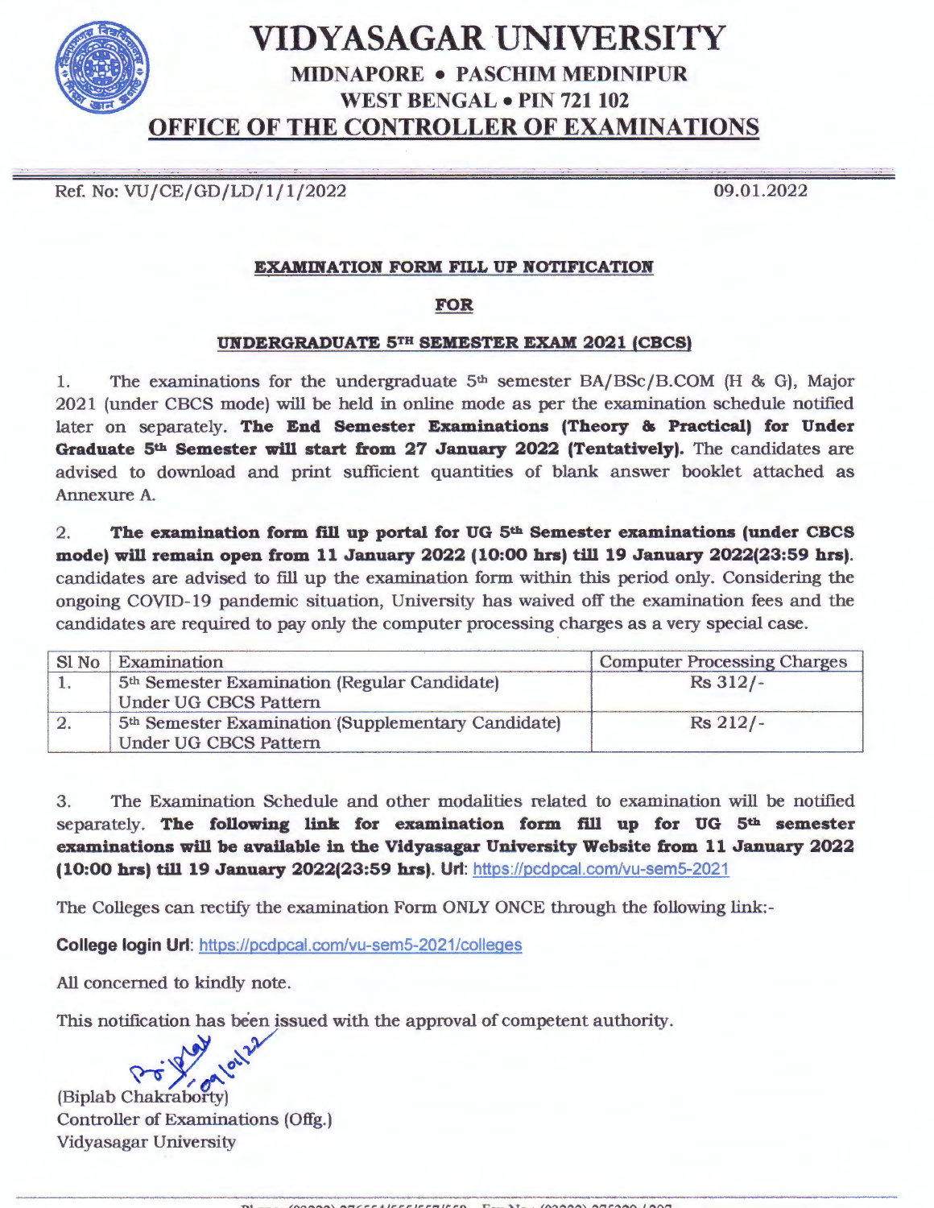# VIDYASAGAR UNIVERSITY

## MIDNAPORE • PASCHIM MEDINIPUR
## WEST BENGAL • PIN 721 102
## OFFICE OF THE CONTROLLER OF EXAMINATIONS

Ref. No: VU/CE/GD/LD/1/1/2022 09.01.2022

**EXAMINATION FORM FILL UP NOTIFICATION**

**FOR**

**UNDERGRADUATE 5TH SEMESTER EXAM 2021 (CBCS)**

1. The examinations for the undergraduate 5th semester BA/BSc/B.COM (H & G), Major 2021 (under CBCS mode) will be held in online mode as per the examination schedule notified later on separately. **The End Semester Examinations (Theory & Practical) for Under Graduate 5th Semester will start from 27 January 2022 (Tentatively).** The candidates are advised to download and print sufficient quantities of blank answer booklet attached as Annexure A.

2. **The examination form fill up portal for UG 5th Semester examinations (under CBCS mode) will remain open from 11 January 2022 (10:00 hrs) till 19 January 2022(23:59 hrs).** candidates are advised to fill up the examination form within this period only. Considering the ongoing COVID-19 pandemic situation, University has waived off the examination fees and the candidates are required to pay only the computer processing charges as a very special case.

| Sl No | Examination | Computer Processing Charges |
|---|---|---|
| 1. | 5th Semester Examination (Regular Candidate) Under UG CBCS Pattern | Rs 312/- |
| 2. | 5th Semester Examination (Supplementary Candidate) Under UG CBCS Pattern | Rs 212/- |

3. The Examination Schedule and other modalities related to examination will be notified separately. **The following link for examination form fill up for UG 5th semester examinations will be available in the Vidyasagar University Website from 11 January 2022 (10:00 hrs) till 19 January 2022(23:59 hrs). Url:** https://pcdpcal.com/vu-sem5-2021

The Colleges can rectify the examination Form ONLY ONCE through the following link:-

**College login Url**: https://pcdpcal.com/vu-sem5-2021/colleges

All concerned to kindly note.

This notification has been issued with the approval of competent authority.

(Biplab Chakraborty)
Controller of Examinations (Offg.)
Vidyasagar University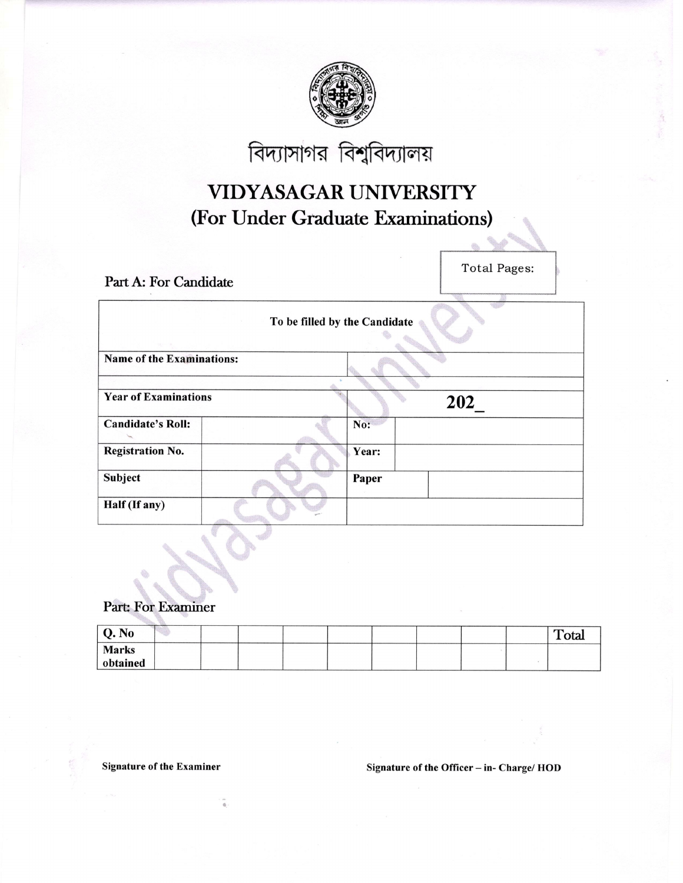বিদ্যাসাগর বিশ্ববিদ্যালয়

# VIDYASAGAR UNIVERSITY
## (For Under Graduate Examinations)

| Total Pages: |
|---|
| |

### Part A: For Candidate

| To be filled by the Candidate | | | |
|---|---|---|---|
| **Name of the Examinations:** | | | |
| | | | |
| **Year of Examinations** | | **202_** | |
| **Candidate's Roll:** | | **No:** | |
| **Registration No.** | | **Year:** | |
| **Subject** | | **Paper** | |
| **Half (If any)** | | | |

### Part: For Examiner

| Q. No | | | | | | | | | Total |
|---|---|---|---|---|---|---|---|---|---|
| **Marks obtained** | | | | | | | | | |

**Signature of the Examiner**

**Signature of the Officer – in- Charge/ HOD**